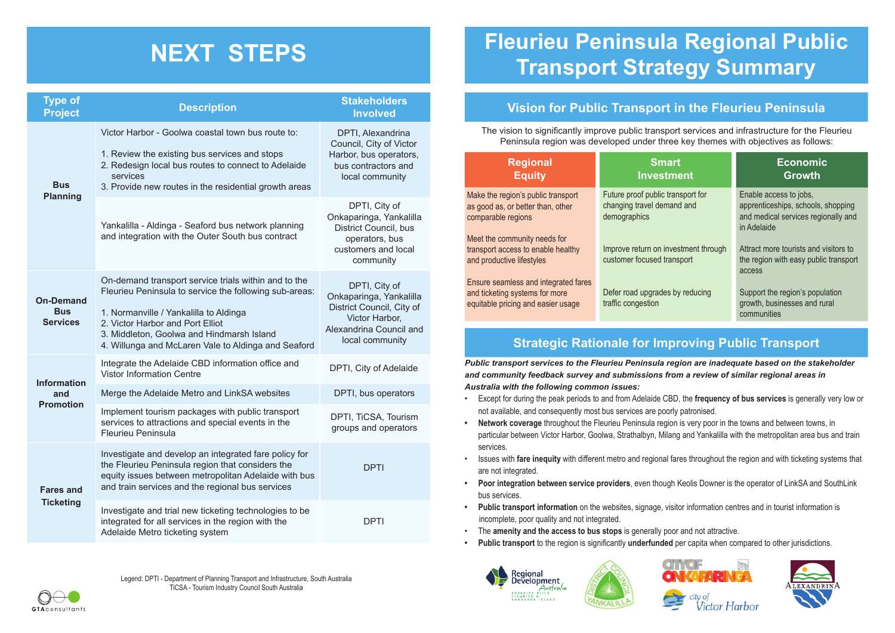# NEXT STEPS

| Type of Project | Description | Stakeholders Involved |
|---|---|---|
| Bus Planning | Victor Harbor - Goolwa coastal town bus route to:<br><br>1. Review the existing bus services and stops<br>2. Redesign local bus routes to connect to Adelaide services<br>3. Provide new routes in the residential growth areas | DPTI, Alexandrina Council, City of Victor Harbor, bus operators, bus contractors and local community |
| | Yankalilla - Aldinga - Seaford bus network planning and integration with the Outer South bus contract | DPTI, City of Onkaparinga, Yankalilla District Council, bus operators, bus customers and local community |
| On-Demand Bus Services | On-demand transport service trials within and to the Fleurieu Peninsula to service the following sub-areas:<br><br>1. Normanville / Yankalilla to Aldinga<br>2. Victor Harbor and Port Elliot<br>3. Middleton, Goolwa and Hindmarsh Island<br>4. Willunga and McLaren Vale to Aldinga and Seaford | DPTI, City of Onkaparinga, Yankalilla District Council, City of Victor Harbor, Alexandrina Council and local community |
| Information and Promotion | Integrate the Adelaide CBD information office and Vistor Information Centre | DPTI, City of Adelaide |
| | Merge the Adelaide Metro and LinkSA websites | DPTI, bus operators |
| | Implement tourism packages with public transport services to attractions and special events in the Fleurieu Peninsula | DPTI, TiCSA, Tourism groups and operators |
| Fares and Ticketing | Investigate and develop an integrated fare policy for the Fleurieu Peninsula region that considers the equity issues between metropolitan Adelaide with bus and train services and the regional bus services | DPTI |
| | Investigate and trial new ticketing technologies to be integrated for all services in the region with the Adelaide Metro ticketing system | DPTI |

Legend: DPTI - Department of Planning Transport and Infrastructure, South Australia
TiCSA - Tourism Industry Council South Australia

# Fleurieu Peninsula Regional Public Transport Strategy Summary

## Vision for Public Transport in the Fleurieu Peninsula

The vision to significantly improve public transport services and infrastructure for the Fleurieu Peninsula region was developed under three key themes with objectives as follows:

| Regional Equity | Smart Investment | Economic Growth |
|---|---|---|
| Make the region's public transport as good as, or better than, other comparable regions | Future proof public transport for changing travel demand and demographics | Enable access to jobs, apprenticeships, schools, shopping and medical services regionally and in Adelaide |
| Meet the community needs for transport access to enable healthy and productive lifestyles | Improve return on investment through customer focused transport | Attract more tourists and visitors to the region with easy public transport access |
| Ensure seamless and integrated fares and ticketing systems for more equitable pricing and easier usage | Defer road upgrades by reducing traffic congestion | Support the region's population growth, businesses and rural communities |

## Strategic Rationale for Improving Public Transport

***Public transport services to the Fleurieu Peninsula region are inadequate based on the stakeholder and community feedback survey and submissions from a review of similar regional areas in Australia with the following common issues:***

- Except for during the peak periods to and from Adelaide CBD, the **frequency of bus services** is generally very low or not available, and consequently most bus services are poorly patronised.
- **Network coverage** throughout the Fleurieu Peninsula region is very poor in the towns and between towns, in particular between Victor Harbor, Goolwa, Strathalbyn, Milang and Yankalilla with the metropolitan area bus and train services.
- Issues with **fare inequity** with different metro and regional fares throughout the region and with ticketing systems that are not integrated.
- **Poor integration between service providers**, even though Keolis Downer is the operator of LinkSA and SouthLink bus services.
- **Public transport information** on the websites, signage, visitor information centres and in tourist information is incomplete, poor quality and not integrated.
- The **amenity and the access to bus stops** is generally poor and not attractive.
- **Public transport** to the region is significantly **underfunded** per capita when compared to other jurisdictions.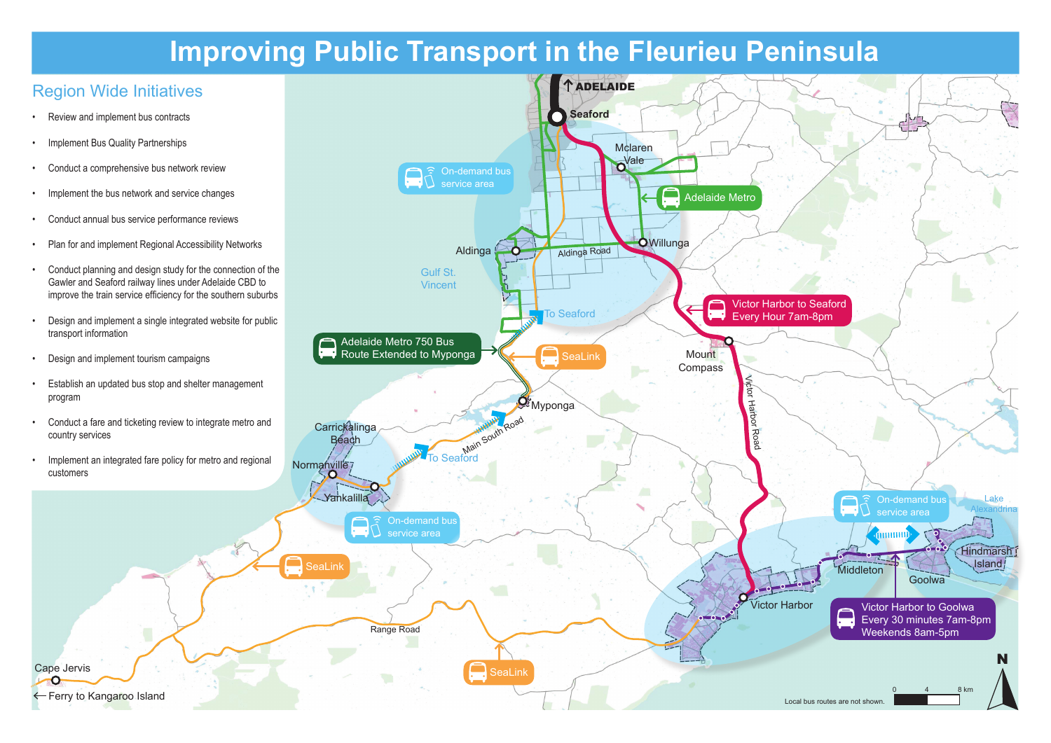# Improving Public Transport in the Fleurieu Peninsula

## Region Wide Initiatives

- Review and implement bus contracts
- Implement Bus Quality Partnerships
- Conduct a comprehensive bus network review
- Implement the bus network and service changes
- Conduct annual bus service performance reviews
- Plan for and implement Regional Accessibility Networks
- Conduct planning and design study for the connection of the Gawler and Seaford railway lines under Adelaide CBD to improve the train service efficiency for the southern suburbs
- Design and implement a single integrated website for public transport information
- Design and implement tourism campaigns
- Establish an updated bus stop and shelter management program
- Conduct a fare and ticketing review to integrate metro and country services
- Implement an integrated fare policy for metro and regional customers

ADELAIDE

Seaford

Mclaren Vale

On-demand bus service area

Adelaide Metro

Aldinga

Aldinga Road

Willunga

Gulf St. Vincent

To Seaford

Victor Harbor to Seaford
Every Hour 7am-8pm

Adelaide Metro 750 Bus Route Extended to Myponga

SeaLink

Mount Compass

Victor Harbor Road

Myponga

Main South Road

Carrickalinga Beach

Normanville

To Seaford

Yankalilla

On-demand bus service area

On-demand bus service area

Lake Alexandrina

Hindmarsh Island

Middleton

Goolwa

Victor Harbor

Victor Harbor to Goolwa
Every 30 minutes 7am-8pm
Weekends 8am-5pm

SeaLink

Range Road

SeaLink

Cape Jervis

Ferry to Kangaroo Island

0 4 8 km

Local bus routes are not shown.

N